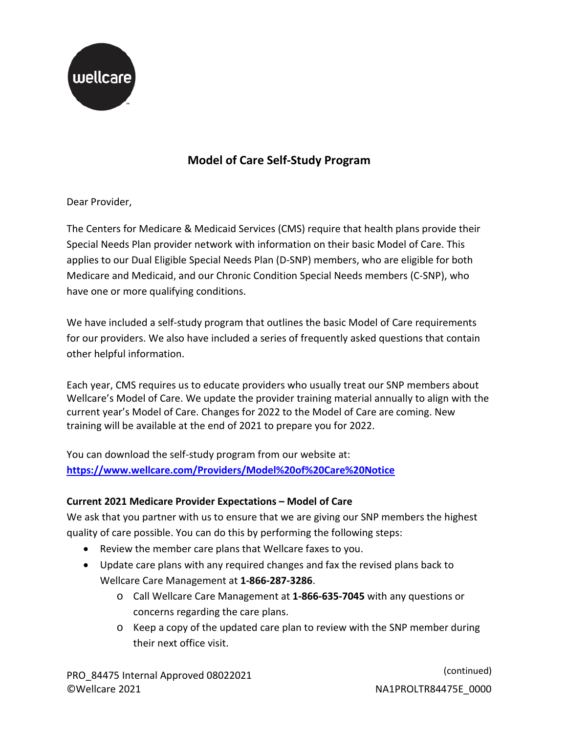## Model of Care Self-Study Program

Dear Provider,

The Centers for Medicare & Medicaid Services (CMS) require that health plans provide their Special Needs Plan provider network with information on their basic Model of Care. This applies to our Dual Eligible Special Needs Plan (D-SNP) members, who are eligible for both Medicare and Medicaid, and our Chronic Condition Special Needs members (C-SNP), who have one or more qualifying conditions.

We have included a self-study program that outlines the basic Model of Care requirements for our providers. We also have included a series of frequently asked questions that contain other helpful information.

Each year, CMS requires us to educate providers who usually treat our SNP members about Wellcare's Model of Care. We update the provider training material annually to align with the current year's Model of Care. Changes for 2022 to the Model of Care are coming. New training will be available at the end of 2021 to prepare you for 2022.

You can download the self-study program from our website at:
**https://www.wellcare.com/Providers/Model%20of%20Care%20Notice**

**Current 2021 Medicare Provider Expectations – Model of Care**

We ask that you partner with us to ensure that we are giving our SNP members the highest quality of care possible. You can do this by performing the following steps:

- Review the member care plans that Wellcare faxes to you.
- Update care plans with any required changes and fax the revised plans back to Wellcare Care Management at **1-866-287-3286**.
  - Call Wellcare Care Management at **1-866-635-7045** with any questions or concerns regarding the care plans.
  - Keep a copy of the updated care plan to review with the SNP member during their next office visit.

(continued)

PRO_84475 Internal Approved 08022021
©Wellcare 2021

NA1PROLTR84475E_0000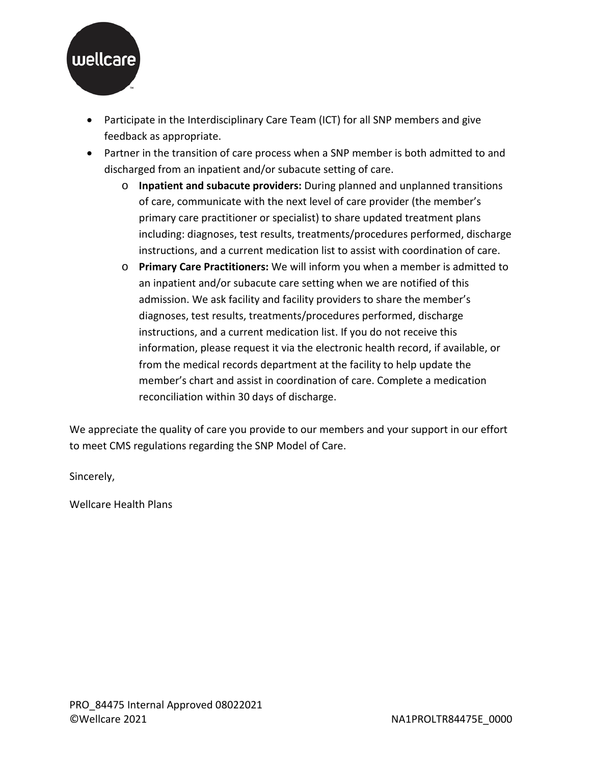- Participate in the Interdisciplinary Care Team (ICT) for all SNP members and give feedback as appropriate.
- Partner in the transition of care process when a SNP member is both admitted to and discharged from an inpatient and/or subacute setting of care.
  - **Inpatient and subacute providers:** During planned and unplanned transitions of care, communicate with the next level of care provider (the member's primary care practitioner or specialist) to share updated treatment plans including: diagnoses, test results, treatments/procedures performed, discharge instructions, and a current medication list to assist with coordination of care.
  - **Primary Care Practitioners:** We will inform you when a member is admitted to an inpatient and/or subacute care setting when we are notified of this admission. We ask facility and facility providers to share the member's diagnoses, test results, treatments/procedures performed, discharge instructions, and a current medication list. If you do not receive this information, please request it via the electronic health record, if available, or from the medical records department at the facility to help update the member's chart and assist in coordination of care. Complete a medication reconciliation within 30 days of discharge.

We appreciate the quality of care you provide to our members and your support in our effort to meet CMS regulations regarding the SNP Model of Care.

Sincerely,

Wellcare Health Plans

PRO_84475 Internal Approved 08022021
©Wellcare 2021

NA1PROLTR84475E_0000